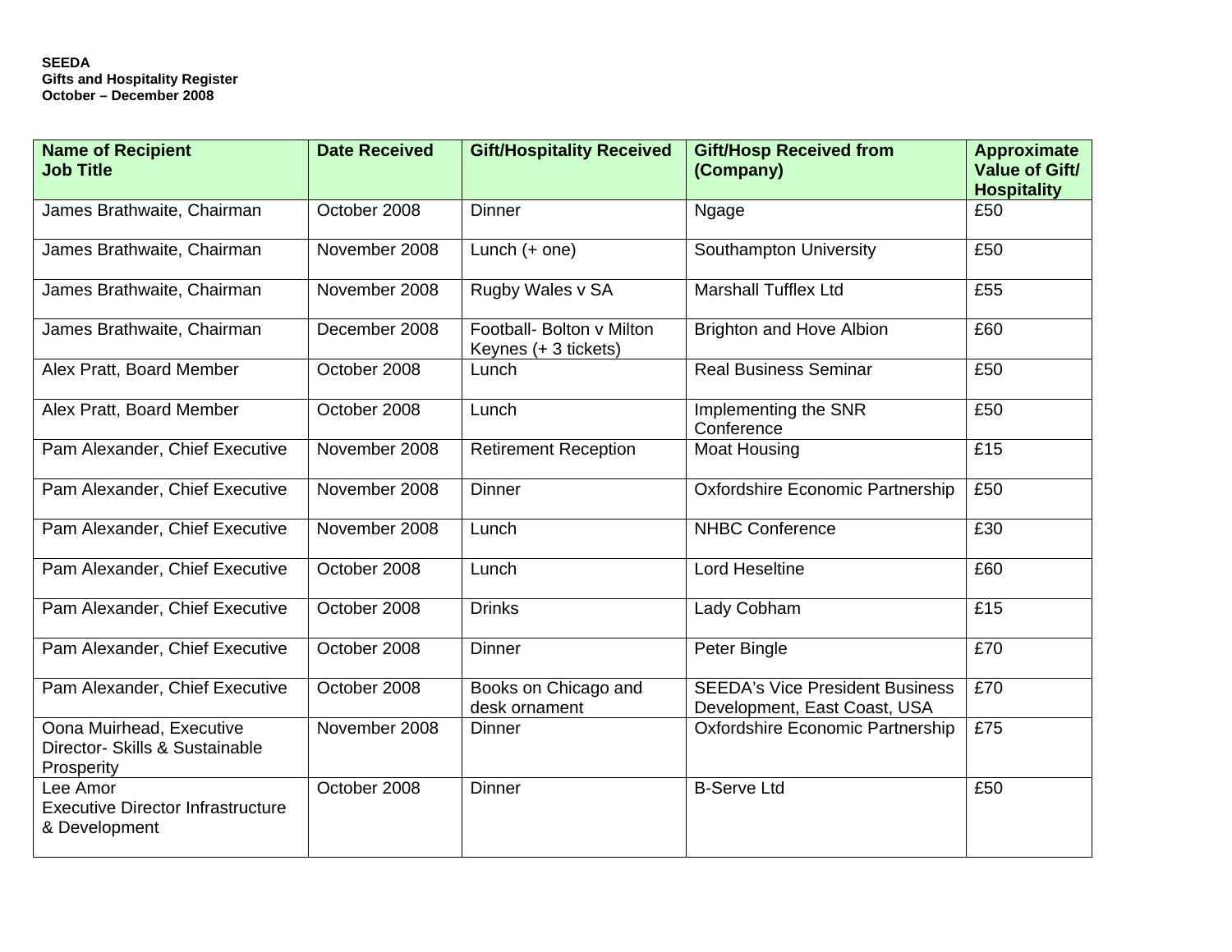**SEEDA**
**Gifts and Hospitality Register**
**October – December 2008**

| Name of Recipient Job Title | Date Received | Gift/Hospitality Received | Gift/Hosp Received from (Company) | Approximate Value of Gift/ Hospitality |
|---|---|---|---|---|
| James Brathwaite, Chairman | October 2008 | Dinner | Ngage | £50 |
| James Brathwaite, Chairman | November 2008 | Lunch (+ one) | Southampton University | £50 |
| James Brathwaite, Chairman | November 2008 | Rugby Wales v SA | Marshall Tufflex Ltd | £55 |
| James Brathwaite, Chairman | December 2008 | Football- Bolton v Milton Keynes (+ 3 tickets) | Brighton and Hove Albion | £60 |
| Alex Pratt, Board Member | October 2008 | Lunch | Real Business Seminar | £50 |
| Alex Pratt, Board Member | October 2008 | Lunch | Implementing the SNR Conference | £50 |
| Pam Alexander, Chief Executive | November 2008 | Retirement Reception | Moat Housing | £15 |
| Pam Alexander, Chief Executive | November 2008 | Dinner | Oxfordshire Economic Partnership | £50 |
| Pam Alexander, Chief Executive | November 2008 | Lunch | NHBC Conference | £30 |
| Pam Alexander, Chief Executive | October 2008 | Lunch | Lord Heseltine | £60 |
| Pam Alexander, Chief Executive | October 2008 | Drinks | Lady Cobham | £15 |
| Pam Alexander, Chief Executive | October 2008 | Dinner | Peter Bingle | £70 |
| Pam Alexander, Chief Executive | October 2008 | Books on Chicago and desk ornament | SEEDA's Vice President Business Development, East Coast, USA | £70 |
| Oona Muirhead, Executive Director- Skills & Sustainable Prosperity | November 2008 | Dinner | Oxfordshire Economic Partnership | £75 |
| Lee Amor Executive Director Infrastructure & Development | October 2008 | Dinner | B-Serve Ltd | £50 |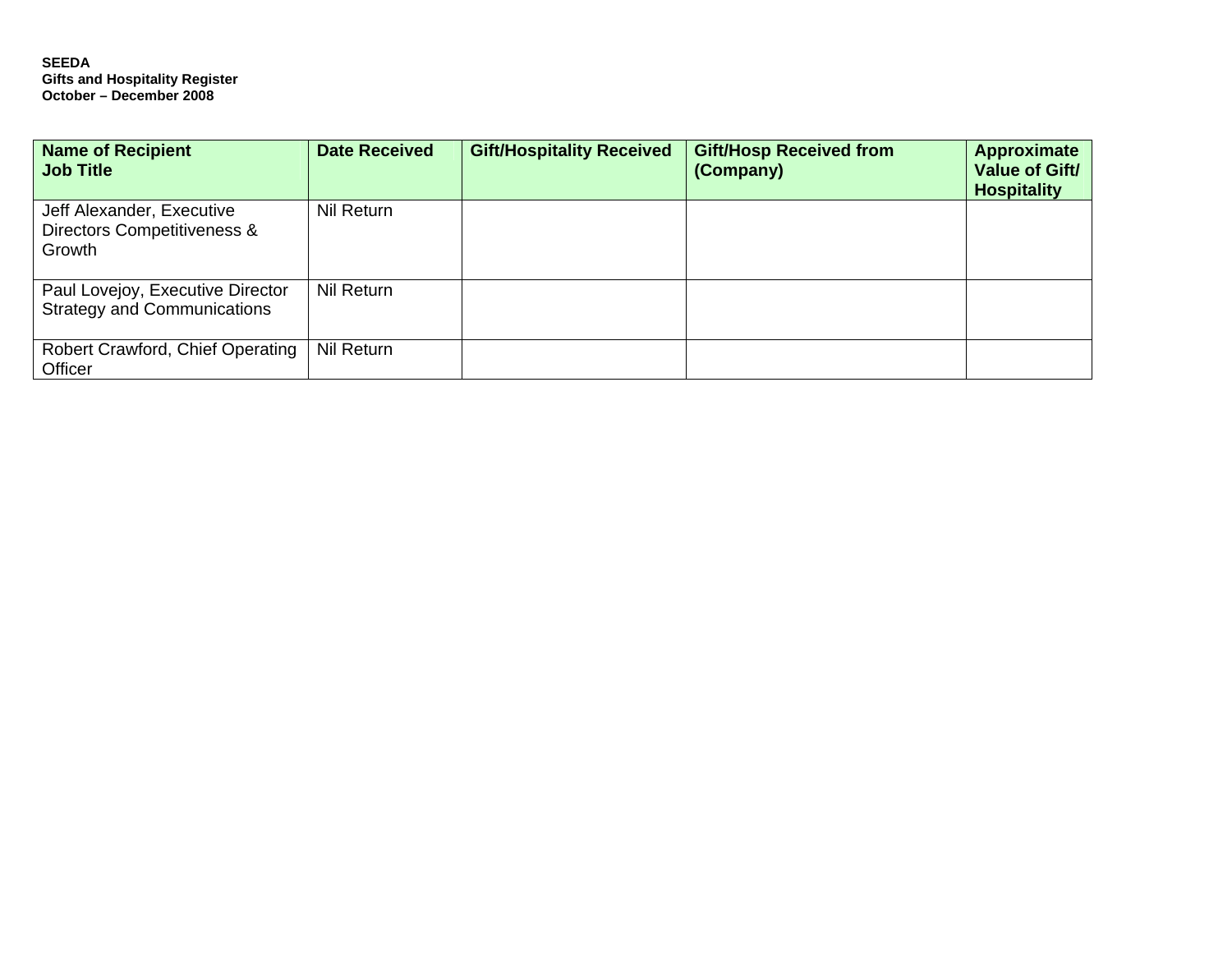**SEEDA**
**Gifts and Hospitality Register**
**October – December 2008**

| Name of Recipient Job Title | Date Received | Gift/Hospitality Received | Gift/Hosp Received from (Company) | Approximate Value of Gift/ Hospitality |
|---|---|---|---|---|
| Jeff Alexander, Executive Directors Competitiveness & Growth | Nil Return | | | |
| Paul Lovejoy, Executive Director Strategy and Communications | Nil Return | | | |
| Robert Crawford, Chief Operating Officer | Nil Return | | | |